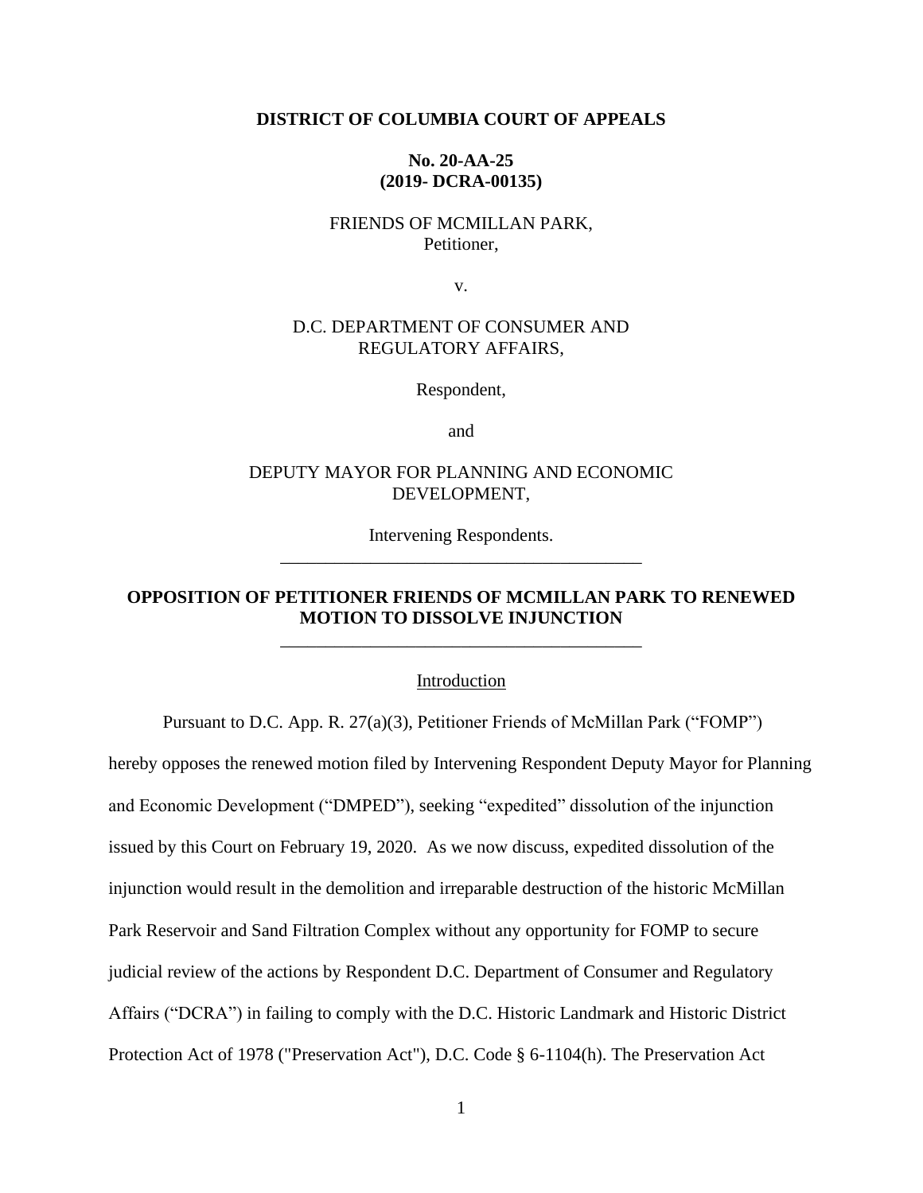**DISTRICT OF COLUMBIA COURT OF APPEALS**

**No. 20-AA-25**
**(2019- DCRA-00135)**

FRIENDS OF MCMILLAN PARK,
Petitioner,

v.

D.C. DEPARTMENT OF CONSUMER AND
REGULATORY AFFAIRS,

Respondent,

and

DEPUTY MAYOR FOR PLANNING AND ECONOMIC
DEVELOPMENT,

Intervening Respondents.

---

**OPPOSITION OF PETITIONER FRIENDS OF MCMILLAN PARK TO RENEWED MOTION TO DISSOLVE INJUNCTION**

---

Introduction

Pursuant to D.C. App. R. 27(a)(3), Petitioner Friends of McMillan Park ("FOMP") hereby opposes the renewed motion filed by Intervening Respondent Deputy Mayor for Planning and Economic Development ("DMPED"), seeking "expedited" dissolution of the injunction issued by this Court on February 19, 2020. As we now discuss, expedited dissolution of the injunction would result in the demolition and irreparable destruction of the historic McMillan Park Reservoir and Sand Filtration Complex without any opportunity for FOMP to secure judicial review of the actions by Respondent D.C. Department of Consumer and Regulatory Affairs ("DCRA") in failing to comply with the D.C. Historic Landmark and Historic District Protection Act of 1978 ("Preservation Act"), D.C. Code § 6-1104(h). The Preservation Act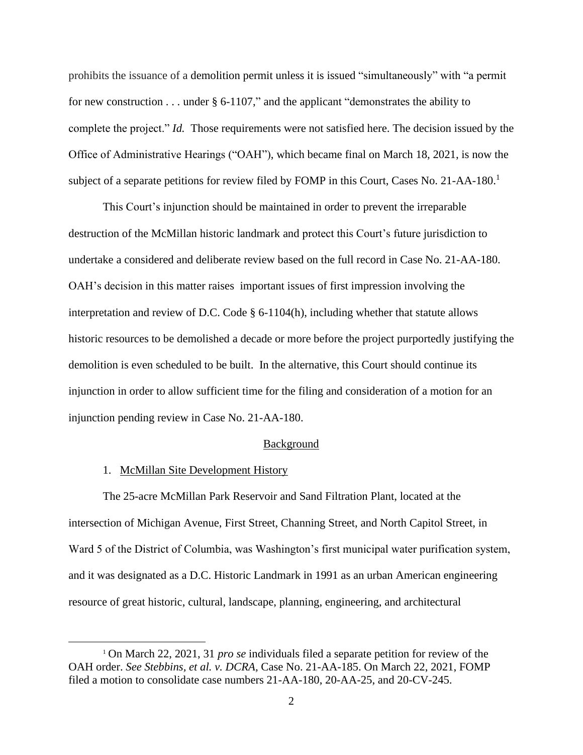prohibits the issuance of a demolition permit unless it is issued "simultaneously" with "a permit for new construction . . . under § 6-1107," and the applicant "demonstrates the ability to complete the project." *Id.* Those requirements were not satisfied here. The decision issued by the Office of Administrative Hearings ("OAH"), which became final on March 18, 2021, is now the subject of a separate petitions for review filed by FOMP in this Court, Cases No. 21-AA-180.[1]

This Court's injunction should be maintained in order to prevent the irreparable destruction of the McMillan historic landmark and protect this Court's future jurisdiction to undertake a considered and deliberate review based on the full record in Case No. 21-AA-180. OAH's decision in this matter raises important issues of first impression involving the interpretation and review of D.C. Code § 6-1104(h), including whether that statute allows historic resources to be demolished a decade or more before the project purportedly justifying the demolition is even scheduled to be built. In the alternative, this Court should continue its injunction in order to allow sufficient time for the filing and consideration of a motion for an injunction pending review in Case No. 21-AA-180.

## Background

1. McMillan Site Development History

The 25-acre McMillan Park Reservoir and Sand Filtration Plant, located at the intersection of Michigan Avenue, First Street, Channing Street, and North Capitol Street, in Ward 5 of the District of Columbia, was Washington's first municipal water purification system, and it was designated as a D.C. Historic Landmark in 1991 as an urban American engineering resource of great historic, cultural, landscape, planning, engineering, and architectural

---

[1] On March 22, 2021, 31 *pro se* individuals filed a separate petition for review of the OAH order. *See Stebbins, et al. v. DCRA,* Case No. 21-AA-185. On March 22, 2021, FOMP filed a motion to consolidate case numbers 21-AA-180, 20-AA-25, and 20-CV-245.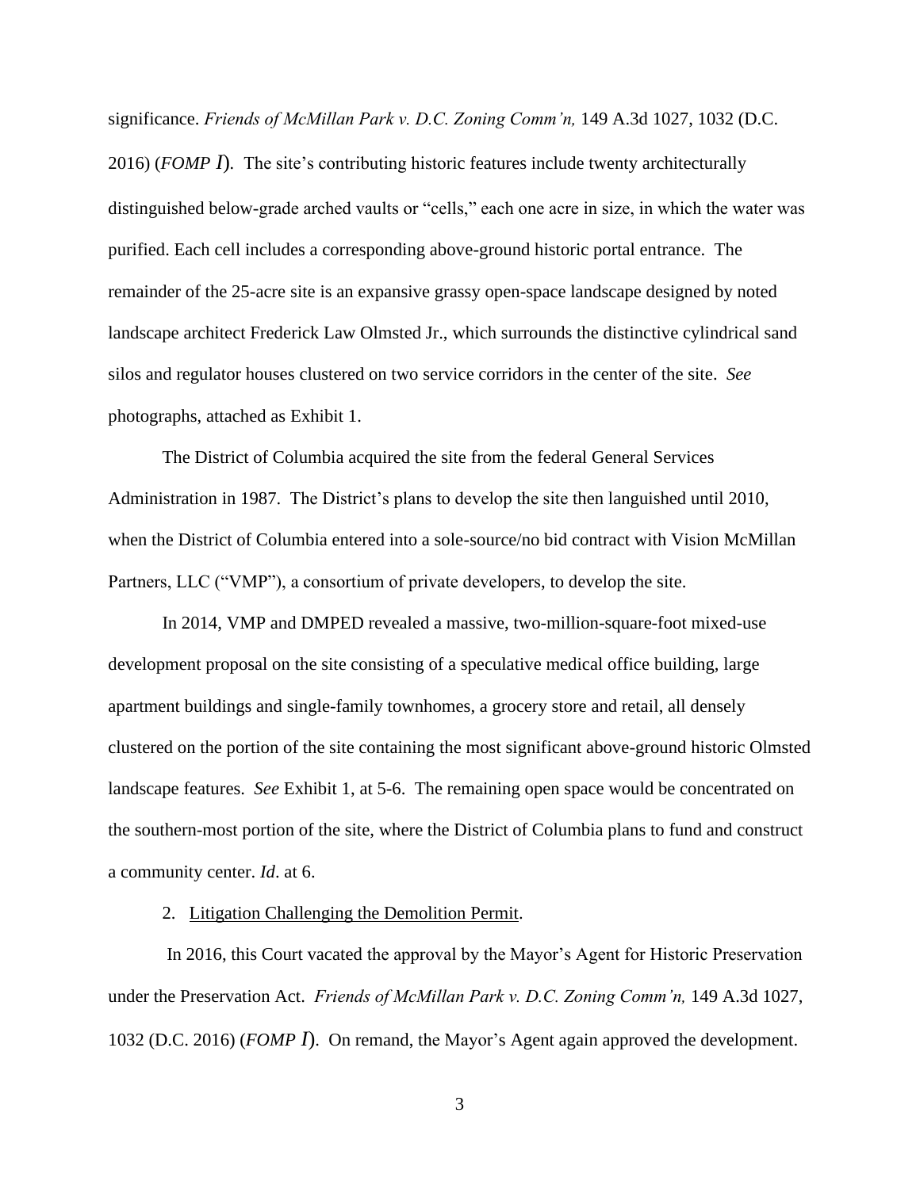significance. *Friends of McMillan Park v. D.C. Zoning Comm'n,* 149 A.3d 1027, 1032 (D.C. 2016) (*FOMP I*). The site's contributing historic features include twenty architecturally distinguished below-grade arched vaults or "cells," each one acre in size, in which the water was purified. Each cell includes a corresponding above-ground historic portal entrance. The remainder of the 25-acre site is an expansive grassy open-space landscape designed by noted landscape architect Frederick Law Olmsted Jr., which surrounds the distinctive cylindrical sand silos and regulator houses clustered on two service corridors in the center of the site. *See* photographs, attached as Exhibit 1.

The District of Columbia acquired the site from the federal General Services Administration in 1987. The District's plans to develop the site then languished until 2010, when the District of Columbia entered into a sole-source/no bid contract with Vision McMillan Partners, LLC ("VMP"), a consortium of private developers, to develop the site.

In 2014, VMP and DMPED revealed a massive, two-million-square-foot mixed-use development proposal on the site consisting of a speculative medical office building, large apartment buildings and single-family townhomes, a grocery store and retail, all densely clustered on the portion of the site containing the most significant above-ground historic Olmsted landscape features. *See* Exhibit 1, at 5-6. The remaining open space would be concentrated on the southern-most portion of the site, where the District of Columbia plans to fund and construct a community center. *Id*. at 6.

2. Litigation Challenging the Demolition Permit.

In 2016, this Court vacated the approval by the Mayor's Agent for Historic Preservation under the Preservation Act. *Friends of McMillan Park v. D.C. Zoning Comm'n,* 149 A.3d 1027, 1032 (D.C. 2016) (*FOMP I*). On remand, the Mayor's Agent again approved the development.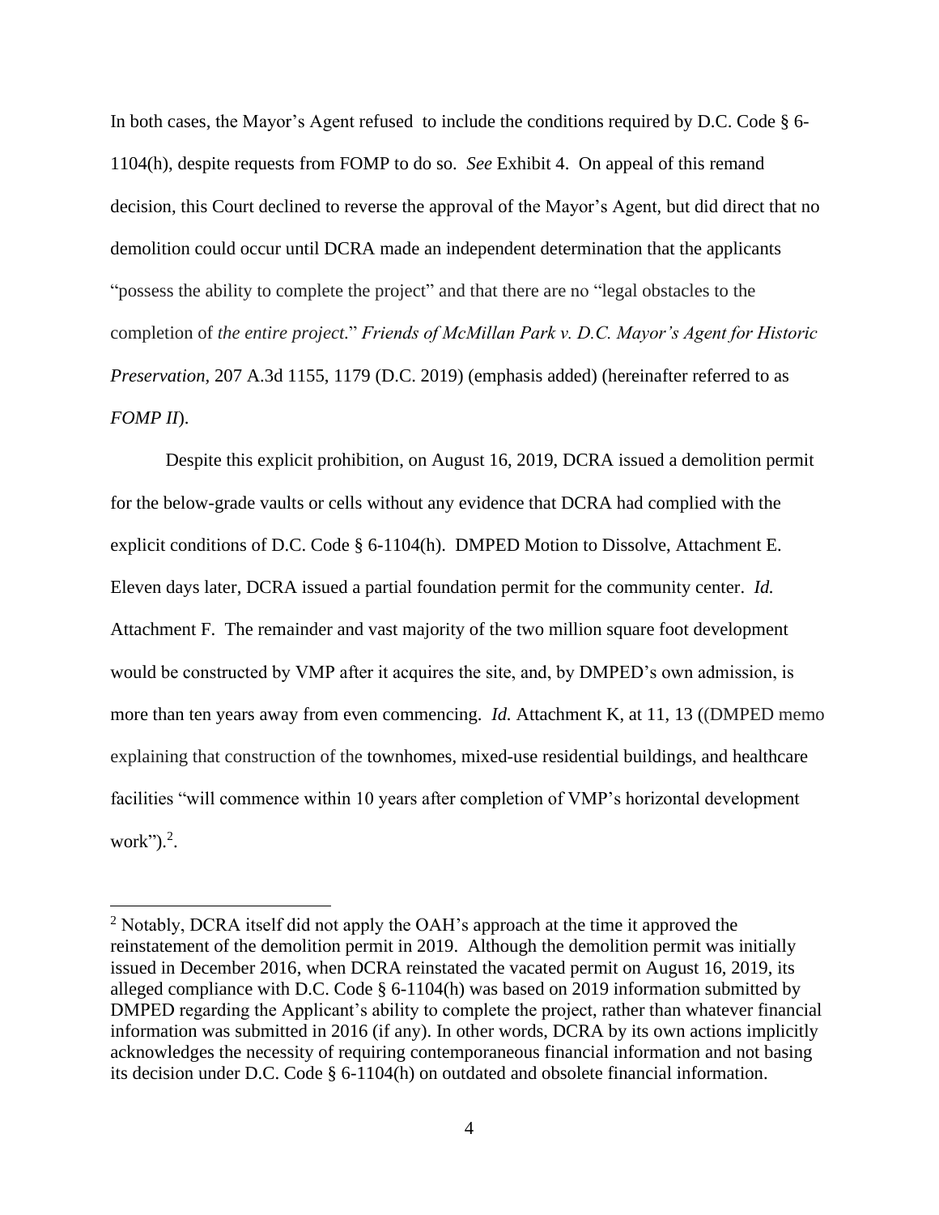In both cases, the Mayor's Agent refused to include the conditions required by D.C. Code § 6-1104(h), despite requests from FOMP to do so. *See* Exhibit 4. On appeal of this remand decision, this Court declined to reverse the approval of the Mayor's Agent, but did direct that no demolition could occur until DCRA made an independent determination that the applicants "possess the ability to complete the project" and that there are no "legal obstacles to the completion of *the entire project.*" *Friends of McMillan Park v. D.C. Mayor's Agent for Historic Preservation*, 207 A.3d 1155, 1179 (D.C. 2019) (emphasis added) (hereinafter referred to as *FOMP II*).

Despite this explicit prohibition, on August 16, 2019, DCRA issued a demolition permit for the below-grade vaults or cells without any evidence that DCRA had complied with the explicit conditions of D.C. Code § 6-1104(h). DMPED Motion to Dissolve, Attachment E. Eleven days later, DCRA issued a partial foundation permit for the community center. *Id.* Attachment F. The remainder and vast majority of the two million square foot development would be constructed by VMP after it acquires the site, and, by DMPED's own admission, is more than ten years away from even commencing. *Id.* Attachment K, at 11, 13 ((DMPED memo explaining that construction of the townhomes, mixed-use residential buildings, and healthcare facilities "will commence within 10 years after completion of VMP's horizontal development work").[2].

[2] Notably, DCRA itself did not apply the OAH's approach at the time it approved the reinstatement of the demolition permit in 2019. Although the demolition permit was initially issued in December 2016, when DCRA reinstated the vacated permit on August 16, 2019, its alleged compliance with D.C. Code § 6-1104(h) was based on 2019 information submitted by DMPED regarding the Applicant's ability to complete the project, rather than whatever financial information was submitted in 2016 (if any). In other words, DCRA by its own actions implicitly acknowledges the necessity of requiring contemporaneous financial information and not basing its decision under D.C. Code § 6-1104(h) on outdated and obsolete financial information.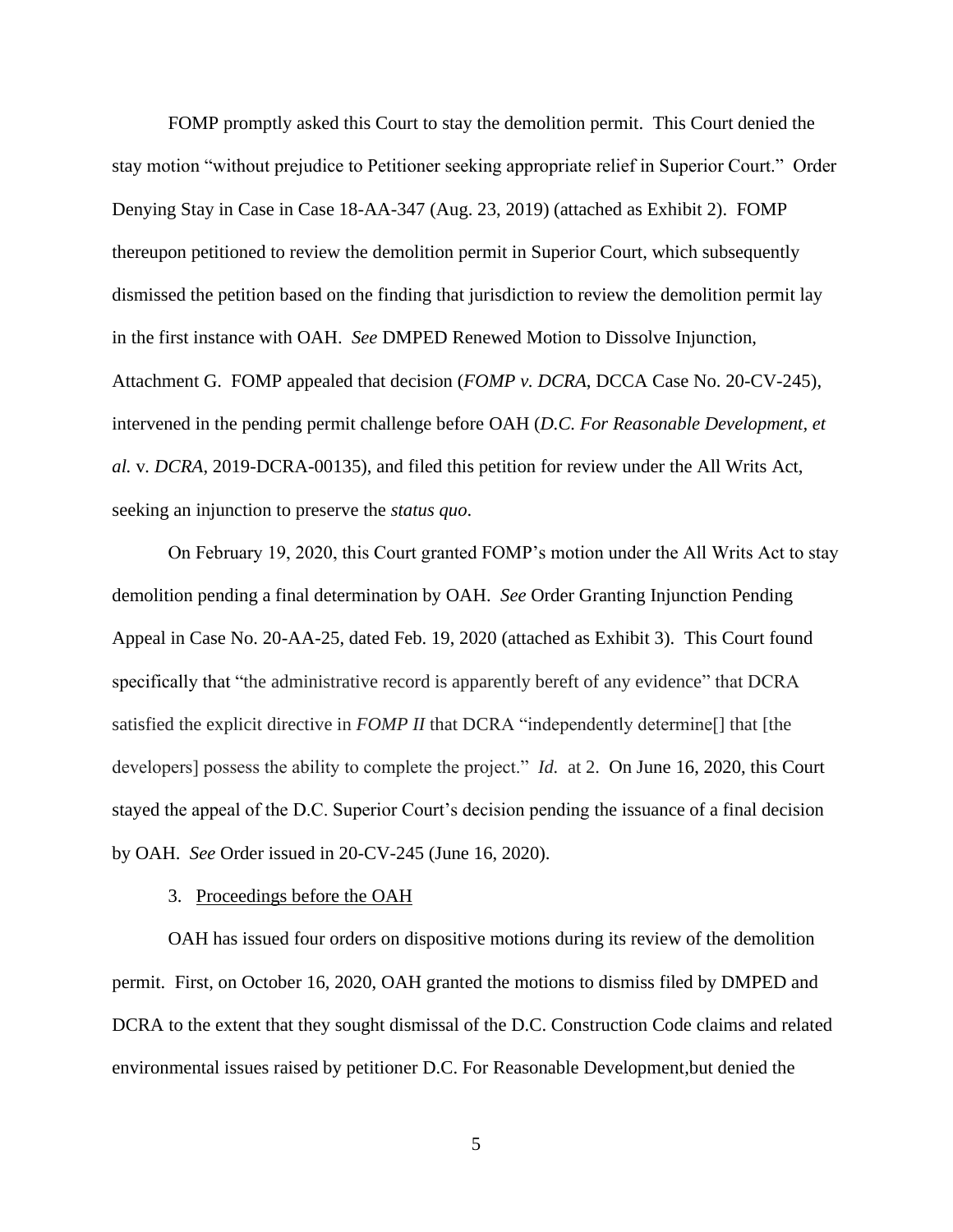FOMP promptly asked this Court to stay the demolition permit. This Court denied the stay motion "without prejudice to Petitioner seeking appropriate relief in Superior Court." Order Denying Stay in Case in Case 18-AA-347 (Aug. 23, 2019) (attached as Exhibit 2). FOMP thereupon petitioned to review the demolition permit in Superior Court, which subsequently dismissed the petition based on the finding that jurisdiction to review the demolition permit lay in the first instance with OAH. *See* DMPED Renewed Motion to Dissolve Injunction, Attachment G. FOMP appealed that decision (*FOMP v. DCRA*, DCCA Case No. 20-CV-245), intervened in the pending permit challenge before OAH (*D.C. For Reasonable Development, et al.* v. *DCRA*, 2019-DCRA-00135), and filed this petition for review under the All Writs Act, seeking an injunction to preserve the *status quo*.

On February 19, 2020, this Court granted FOMP's motion under the All Writs Act to stay demolition pending a final determination by OAH. *See* Order Granting Injunction Pending Appeal in Case No. 20-AA-25, dated Feb. 19, 2020 (attached as Exhibit 3). This Court found specifically that "the administrative record is apparently bereft of any evidence" that DCRA satisfied the explicit directive in *FOMP II* that DCRA "independently determine[] that [the developers] possess the ability to complete the project." *Id.* at 2. On June 16, 2020, this Court stayed the appeal of the D.C. Superior Court's decision pending the issuance of a final decision by OAH. *See* Order issued in 20-CV-245 (June 16, 2020).

3. Proceedings before the OAH

OAH has issued four orders on dispositive motions during its review of the demolition permit. First, on October 16, 2020, OAH granted the motions to dismiss filed by DMPED and DCRA to the extent that they sought dismissal of the D.C. Construction Code claims and related environmental issues raised by petitioner D.C. For Reasonable Development,but denied the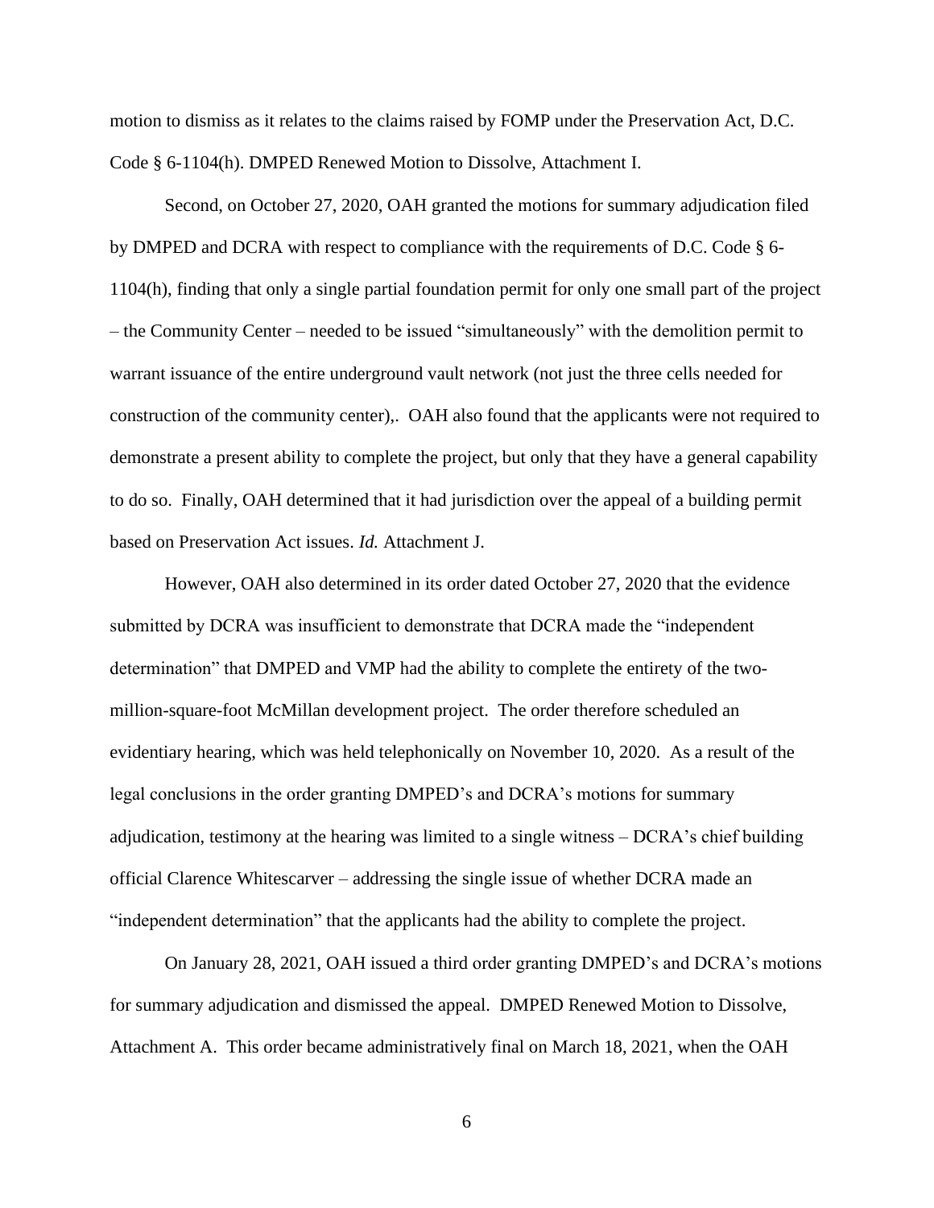motion to dismiss as it relates to the claims raised by FOMP under the Preservation Act, D.C. Code § 6-1104(h). DMPED Renewed Motion to Dissolve, Attachment I.

Second, on October 27, 2020, OAH granted the motions for summary adjudication filed by DMPED and DCRA with respect to compliance with the requirements of D.C. Code § 6-1104(h), finding that only a single partial foundation permit for only one small part of the project – the Community Center – needed to be issued "simultaneously" with the demolition permit to warrant issuance of the entire underground vault network (not just the three cells needed for construction of the community center),. OAH also found that the applicants were not required to demonstrate a present ability to complete the project, but only that they have a general capability to do so. Finally, OAH determined that it had jurisdiction over the appeal of a building permit based on Preservation Act issues. *Id.* Attachment J.

However, OAH also determined in its order dated October 27, 2020 that the evidence submitted by DCRA was insufficient to demonstrate that DCRA made the "independent determination" that DMPED and VMP had the ability to complete the entirety of the two-million-square-foot McMillan development project. The order therefore scheduled an evidentiary hearing, which was held telephonically on November 10, 2020. As a result of the legal conclusions in the order granting DMPED's and DCRA's motions for summary adjudication, testimony at the hearing was limited to a single witness – DCRA's chief building official Clarence Whitescarver – addressing the single issue of whether DCRA made an "independent determination" that the applicants had the ability to complete the project.

On January 28, 2021, OAH issued a third order granting DMPED's and DCRA's motions for summary adjudication and dismissed the appeal. DMPED Renewed Motion to Dissolve, Attachment A. This order became administratively final on March 18, 2021, when the OAH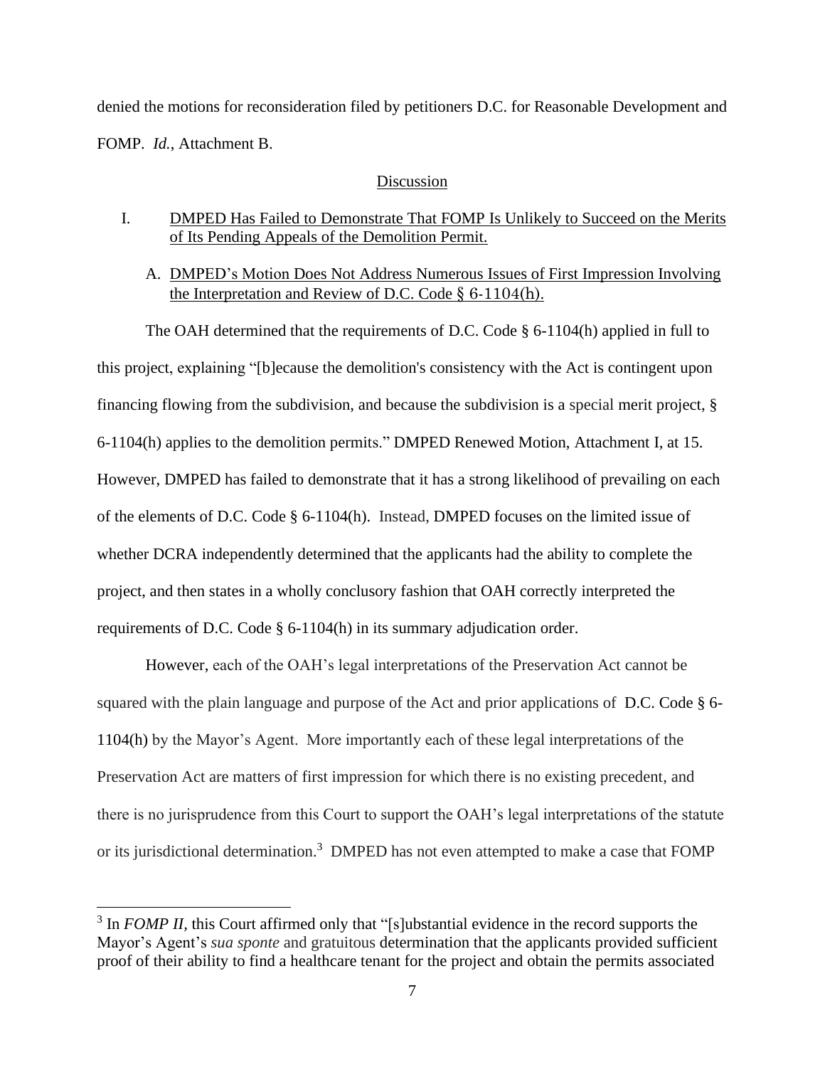denied the motions for reconsideration filed by petitioners D.C. for Reasonable Development and FOMP. *Id.*, Attachment B.

Discussion

I. DMPED Has Failed to Demonstrate That FOMP Is Unlikely to Succeed on the Merits of Its Pending Appeals of the Demolition Permit.

A. DMPED's Motion Does Not Address Numerous Issues of First Impression Involving the Interpretation and Review of D.C. Code § 6-1104(h).

The OAH determined that the requirements of D.C. Code § 6-1104(h) applied in full to this project, explaining "[b]ecause the demolition's consistency with the Act is contingent upon financing flowing from the subdivision, and because the subdivision is a special merit project, § 6-1104(h) applies to the demolition permits." DMPED Renewed Motion, Attachment I, at 15. However, DMPED has failed to demonstrate that it has a strong likelihood of prevailing on each of the elements of D.C. Code § 6-1104(h). Instead, DMPED focuses on the limited issue of whether DCRA independently determined that the applicants had the ability to complete the project, and then states in a wholly conclusory fashion that OAH correctly interpreted the requirements of D.C. Code § 6-1104(h) in its summary adjudication order.

However, each of the OAH's legal interpretations of the Preservation Act cannot be squared with the plain language and purpose of the Act and prior applications of D.C. Code § 6-1104(h) by the Mayor's Agent. More importantly each of these legal interpretations of the Preservation Act are matters of first impression for which there is no existing precedent, and there is no jurisprudence from this Court to support the OAH's legal interpretations of the statute or its jurisdictional determination.[3] DMPED has not even attempted to make a case that FOMP

[3] In *FOMP II*, this Court affirmed only that "[s]ubstantial evidence in the record supports the Mayor's Agent's *sua sponte* and gratuitous determination that the applicants provided sufficient proof of their ability to find a healthcare tenant for the project and obtain the permits associated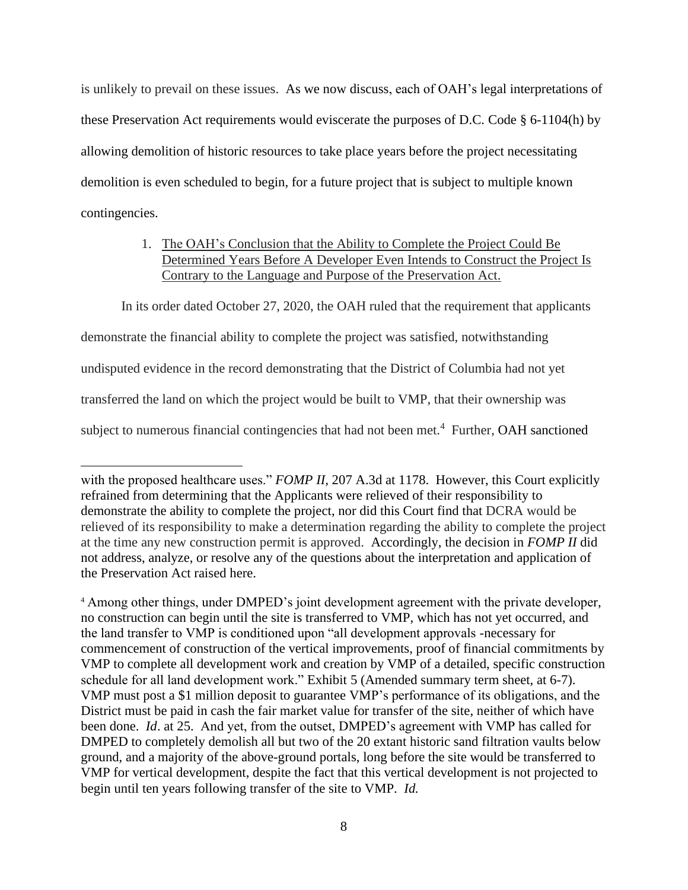is unlikely to prevail on these issues. As we now discuss, each of OAH's legal interpretations of these Preservation Act requirements would eviscerate the purposes of D.C. Code § 6-1104(h) by allowing demolition of historic resources to take place years before the project necessitating demolition is even scheduled to begin, for a future project that is subject to multiple known contingencies.

1. <u>The OAH's Conclusion that the Ability to Complete the Project Could Be Determined Years Before A Developer Even Intends to Construct the Project Is Contrary to the Language and Purpose of the Preservation Act.</u>

In its order dated October 27, 2020, the OAH ruled that the requirement that applicants demonstrate the financial ability to complete the project was satisfied, notwithstanding undisputed evidence in the record demonstrating that the District of Columbia had not yet transferred the land on which the project would be built to VMP, that their ownership was subject to numerous financial contingencies that had not been met.[4] Further, OAH sanctioned

---

with the proposed healthcare uses." *FOMP II,* 207 A.3d at 1178. However, this Court explicitly refrained from determining that the Applicants were relieved of their responsibility to demonstrate the ability to complete the project, nor did this Court find that DCRA would be relieved of its responsibility to make a determination regarding the ability to complete the project at the time any new construction permit is approved. Accordingly, the decision in *FOMP II* did not address, analyze, or resolve any of the questions about the interpretation and application of the Preservation Act raised here.

[4] Among other things, under DMPED's joint development agreement with the private developer, no construction can begin until the site is transferred to VMP, which has not yet occurred, and the land transfer to VMP is conditioned upon "all development approvals -necessary for commencement of construction of the vertical improvements, proof of financial commitments by VMP to complete all development work and creation by VMP of a detailed, specific construction schedule for all land development work." Exhibit 5 (Amended summary term sheet, at 6-7). VMP must post a $1 million deposit to guarantee VMP's performance of its obligations, and the District must be paid in cash the fair market value for transfer of the site, neither of which have been done. *Id*. at 25. And yet, from the outset, DMPED's agreement with VMP has called for DMPED to completely demolish all but two of the 20 extant historic sand filtration vaults below ground, and a majority of the above-ground portals, long before the site would be transferred to VMP for vertical development, despite the fact that this vertical development is not projected to begin until ten years following transfer of the site to VMP. *Id.*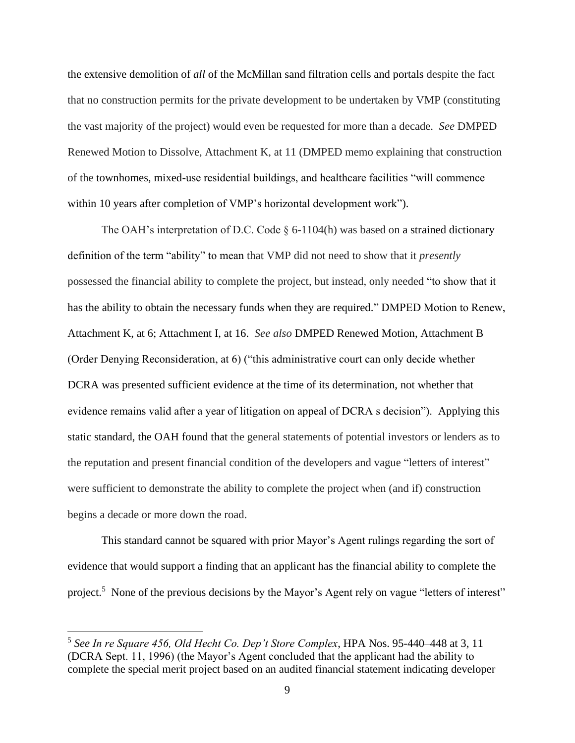the extensive demolition of *all* of the McMillan sand filtration cells and portals despite the fact that no construction permits for the private development to be undertaken by VMP (constituting the vast majority of the project) would even be requested for more than a decade. *See* DMPED Renewed Motion to Dissolve, Attachment K, at 11 (DMPED memo explaining that construction of the townhomes, mixed-use residential buildings, and healthcare facilities "will commence within 10 years after completion of VMP's horizontal development work").

The OAH's interpretation of D.C. Code § 6-1104(h) was based on a strained dictionary definition of the term "ability" to mean that VMP did not need to show that it *presently* possessed the financial ability to complete the project, but instead, only needed "to show that it has the ability to obtain the necessary funds when they are required." DMPED Motion to Renew, Attachment K, at 6; Attachment I, at 16. *See also* DMPED Renewed Motion, Attachment B (Order Denying Reconsideration, at 6) ("this administrative court can only decide whether DCRA was presented sufficient evidence at the time of its determination, not whether that evidence remains valid after a year of litigation on appeal of DCRA s decision"). Applying this static standard, the OAH found that the general statements of potential investors or lenders as to the reputation and present financial condition of the developers and vague "letters of interest" were sufficient to demonstrate the ability to complete the project when (and if) construction begins a decade or more down the road.

This standard cannot be squared with prior Mayor's Agent rulings regarding the sort of evidence that would support a finding that an applicant has the financial ability to complete the project.[5] None of the previous decisions by the Mayor's Agent rely on vague "letters of interest"

[5] *See In re Square 456, Old Hecht Co. Dep't Store Complex*, HPA Nos. 95-440–448 at 3, 11 (DCRA Sept. 11, 1996) (the Mayor's Agent concluded that the applicant had the ability to complete the special merit project based on an audited financial statement indicating developer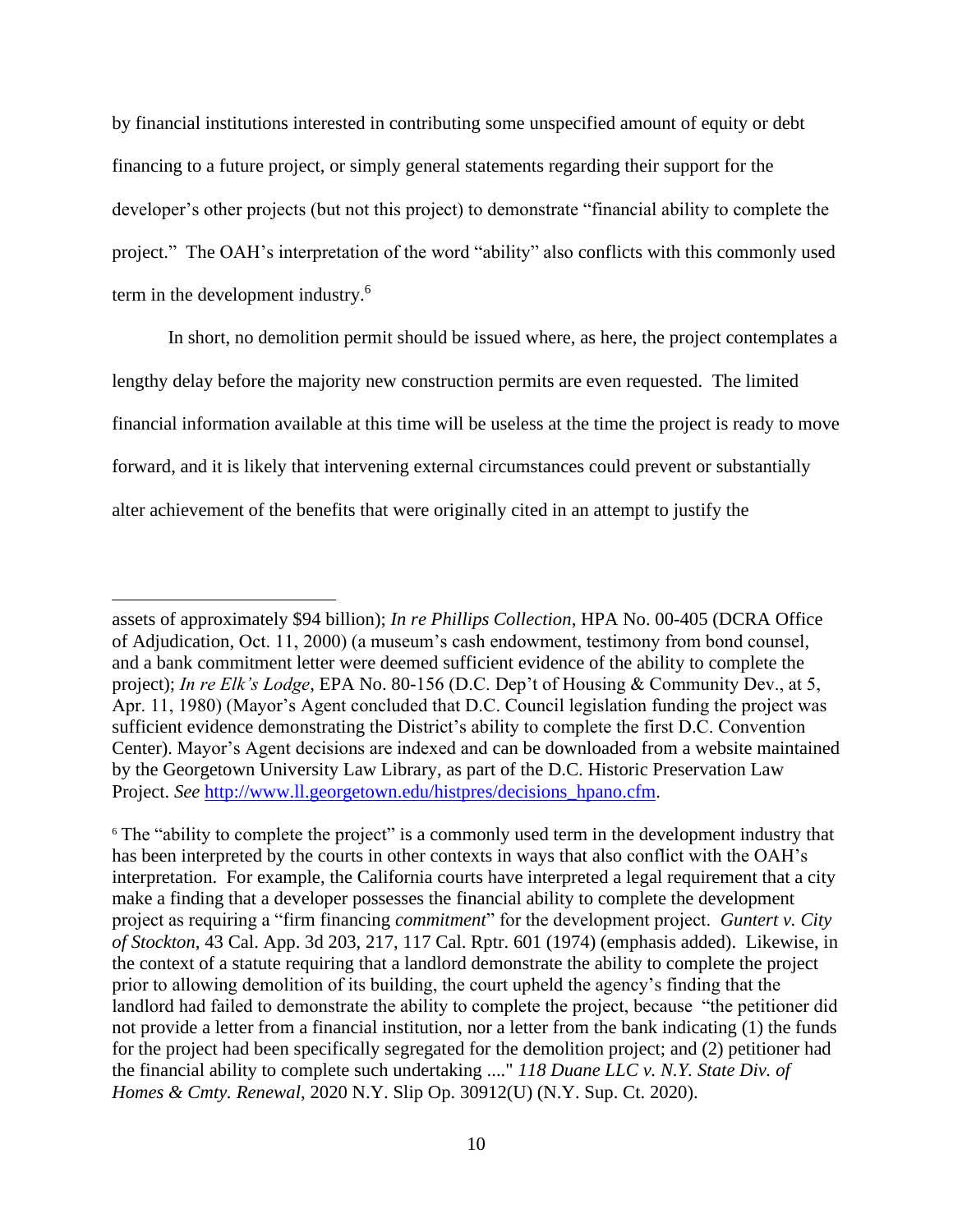by financial institutions interested in contributing some unspecified amount of equity or debt financing to a future project, or simply general statements regarding their support for the developer's other projects (but not this project) to demonstrate "financial ability to complete the project." The OAH's interpretation of the word "ability" also conflicts with this commonly used term in the development industry.[6]

In short, no demolition permit should be issued where, as here, the project contemplates a lengthy delay before the majority new construction permits are even requested. The limited financial information available at this time will be useless at the time the project is ready to move forward, and it is likely that intervening external circumstances could prevent or substantially alter achievement of the benefits that were originally cited in an attempt to justify the

---

assets of approximately $94 billion); *In re Phillips Collection*, HPA No. 00-405 (DCRA Office of Adjudication, Oct. 11, 2000) (a museum's cash endowment, testimony from bond counsel, and a bank commitment letter were deemed sufficient evidence of the ability to complete the project); *In re Elk's Lodge*, EPA No. 80-156 (D.C. Dep't of Housing & Community Dev., at 5, Apr. 11, 1980) (Mayor's Agent concluded that D.C. Council legislation funding the project was sufficient evidence demonstrating the District's ability to complete the first D.C. Convention Center). Mayor's Agent decisions are indexed and can be downloaded from a website maintained by the Georgetown University Law Library, as part of the D.C. Historic Preservation Law Project. *See* http://www.ll.georgetown.edu/histpres/decisions_hpano.cfm.

[6] The "ability to complete the project" is a commonly used term in the development industry that has been interpreted by the courts in other contexts in ways that also conflict with the OAH's interpretation. For example, the California courts have interpreted a legal requirement that a city make a finding that a developer possesses the financial ability to complete the development project as requiring a "firm financing *commitment*" for the development project. *Guntert v. City of Stockton*, 43 Cal. App. 3d 203, 217, 117 Cal. Rptr. 601 (1974) (emphasis added). Likewise, in the context of a statute requiring that a landlord demonstrate the ability to complete the project prior to allowing demolition of its building, the court upheld the agency's finding that the landlord had failed to demonstrate the ability to complete the project, because "the petitioner did not provide a letter from a financial institution, nor a letter from the bank indicating (1) the funds for the project had been specifically segregated for the demolition project; and (2) petitioner had the financial ability to complete such undertaking ...." *118 Duane LLC v. N.Y. State Div. of Homes & Cmty. Renewal*, 2020 N.Y. Slip Op. 30912(U) (N.Y. Sup. Ct. 2020).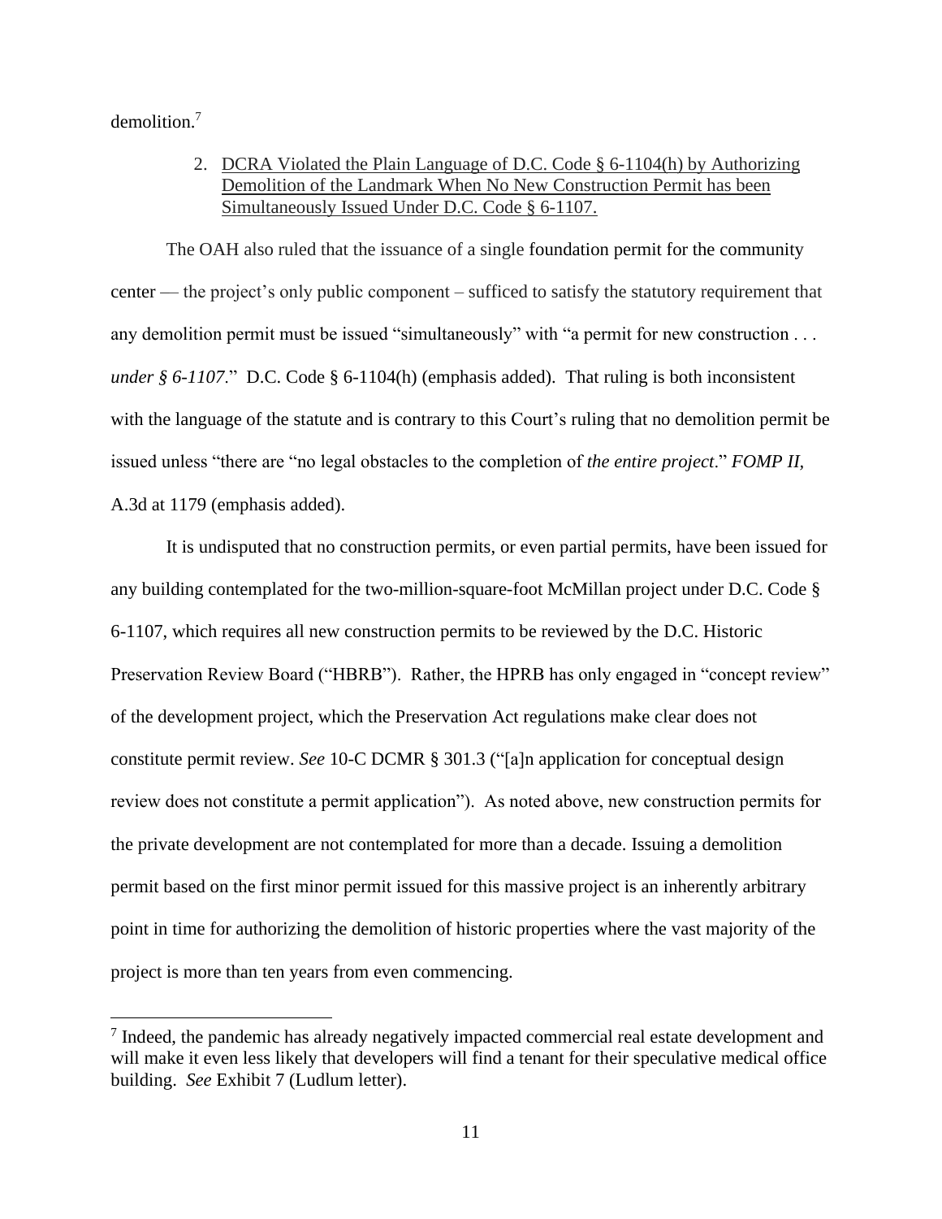demolition.[7]

2. <u>DCRA Violated the Plain Language of D.C. Code § 6-1104(h) by Authorizing Demolition of the Landmark When No New Construction Permit has been Simultaneously Issued Under D.C. Code § 6-1107.</u>

The OAH also ruled that the issuance of a single foundation permit for the community center — the project's only public component – sufficed to satisfy the statutory requirement that any demolition permit must be issued "simultaneously" with "a permit for new construction . . . *under § 6-1107*." D.C. Code § 6-1104(h) (emphasis added). That ruling is both inconsistent with the language of the statute and is contrary to this Court's ruling that no demolition permit be issued unless "there are "no legal obstacles to the completion of *the entire project*." *FOMP II,* A.3d at 1179 (emphasis added).

It is undisputed that no construction permits, or even partial permits, have been issued for any building contemplated for the two-million-square-foot McMillan project under D.C. Code § 6-1107, which requires all new construction permits to be reviewed by the D.C. Historic Preservation Review Board ("HBRB"). Rather, the HPRB has only engaged in "concept review" of the development project, which the Preservation Act regulations make clear does not constitute permit review. *See* 10-C DCMR § 301.3 ("[a]n application for conceptual design review does not constitute a permit application"). As noted above, new construction permits for the private development are not contemplated for more than a decade. Issuing a demolition permit based on the first minor permit issued for this massive project is an inherently arbitrary point in time for authorizing the demolition of historic properties where the vast majority of the project is more than ten years from even commencing.

---

[7] Indeed, the pandemic has already negatively impacted commercial real estate development and will make it even less likely that developers will find a tenant for their speculative medical office building. *See* Exhibit 7 (Ludlum letter).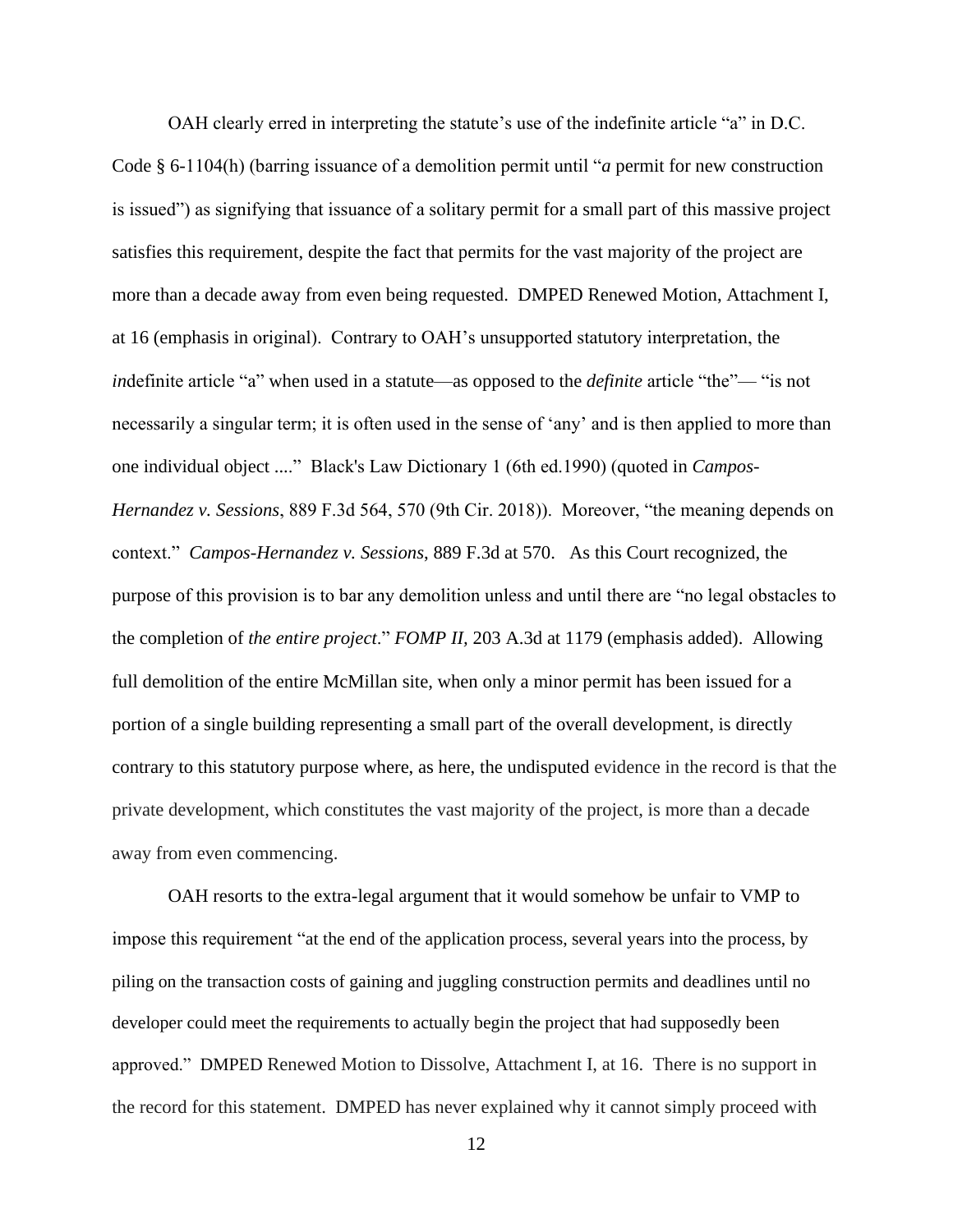OAH clearly erred in interpreting the statute's use of the indefinite article "a" in D.C. Code § 6-1104(h) (barring issuance of a demolition permit until "*a* permit for new construction is issued") as signifying that issuance of a solitary permit for a small part of this massive project satisfies this requirement, despite the fact that permits for the vast majority of the project are more than a decade away from even being requested. DMPED Renewed Motion, Attachment I, at 16 (emphasis in original). Contrary to OAH's unsupported statutory interpretation, the *in*definite article "a" when used in a statute—as opposed to the *definite* article "the"— "is not necessarily a singular term; it is often used in the sense of 'any' and is then applied to more than one individual object ...." Black's Law Dictionary 1 (6th ed.1990) (quoted in *Campos-Hernandez v. Sessions*, 889 F.3d 564, 570 (9th Cir. 2018)). Moreover, "the meaning depends on context." *Campos-Hernandez v. Sessions*, 889 F.3d at 570. As this Court recognized, the purpose of this provision is to bar any demolition unless and until there are "no legal obstacles to the completion of *the entire project*." *FOMP II,* 203 A.3d at 1179 (emphasis added). Allowing full demolition of the entire McMillan site, when only a minor permit has been issued for a portion of a single building representing a small part of the overall development, is directly contrary to this statutory purpose where, as here, the undisputed evidence in the record is that the private development, which constitutes the vast majority of the project, is more than a decade away from even commencing.

OAH resorts to the extra-legal argument that it would somehow be unfair to VMP to impose this requirement "at the end of the application process, several years into the process, by piling on the transaction costs of gaining and juggling construction permits and deadlines until no developer could meet the requirements to actually begin the project that had supposedly been approved." DMPED Renewed Motion to Dissolve, Attachment I, at 16. There is no support in the record for this statement. DMPED has never explained why it cannot simply proceed with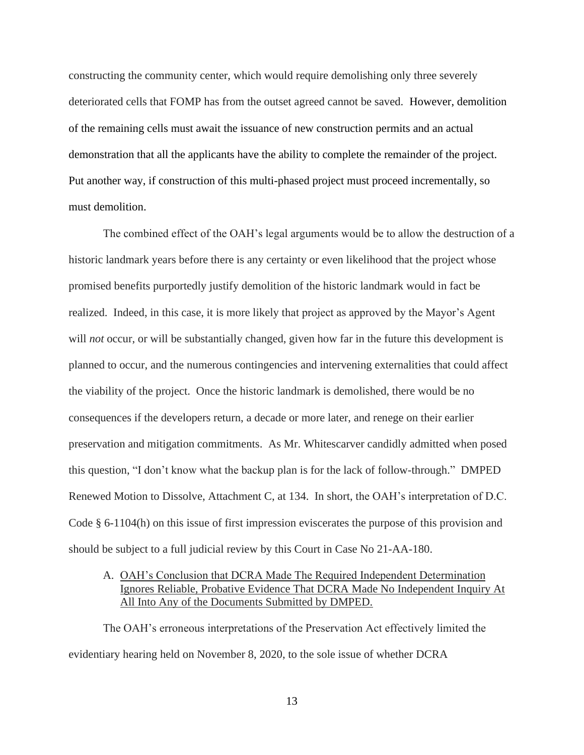constructing the community center, which would require demolishing only three severely deteriorated cells that FOMP has from the outset agreed cannot be saved. However, demolition of the remaining cells must await the issuance of new construction permits and an actual demonstration that all the applicants have the ability to complete the remainder of the project. Put another way, if construction of this multi-phased project must proceed incrementally, so must demolition.

The combined effect of the OAH's legal arguments would be to allow the destruction of a historic landmark years before there is any certainty or even likelihood that the project whose promised benefits purportedly justify demolition of the historic landmark would in fact be realized. Indeed, in this case, it is more likely that project as approved by the Mayor's Agent will *not* occur, or will be substantially changed, given how far in the future this development is planned to occur, and the numerous contingencies and intervening externalities that could affect the viability of the project. Once the historic landmark is demolished, there would be no consequences if the developers return, a decade or more later, and renege on their earlier preservation and mitigation commitments. As Mr. Whitescarver candidly admitted when posed this question, "I don't know what the backup plan is for the lack of follow-through." DMPED Renewed Motion to Dissolve, Attachment C, at 134. In short, the OAH's interpretation of D.C. Code § 6-1104(h) on this issue of first impression eviscerates the purpose of this provision and should be subject to a full judicial review by this Court in Case No 21-AA-180.

A. <u>OAH's Conclusion that DCRA Made The Required Independent Determination Ignores Reliable, Probative Evidence That DCRA Made No Independent Inquiry At All Into Any of the Documents Submitted by DMPED.</u>

The OAH's erroneous interpretations of the Preservation Act effectively limited the evidentiary hearing held on November 8, 2020, to the sole issue of whether DCRA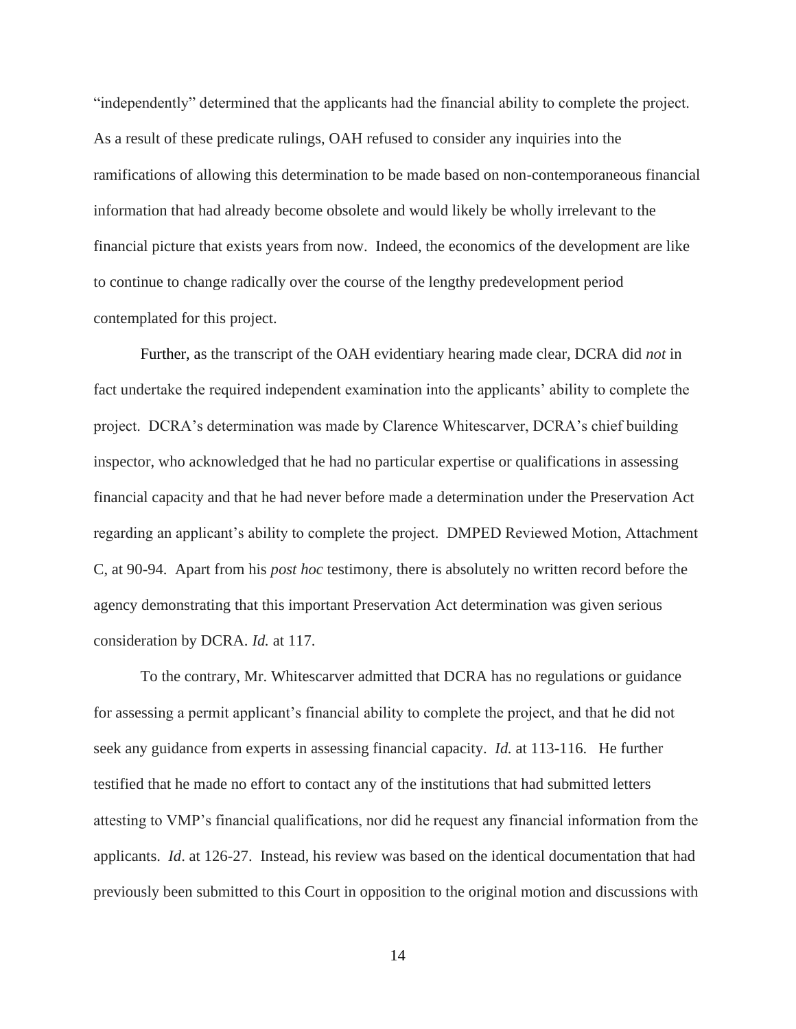"independently" determined that the applicants had the financial ability to complete the project. As a result of these predicate rulings, OAH refused to consider any inquiries into the ramifications of allowing this determination to be made based on non-contemporaneous financial information that had already become obsolete and would likely be wholly irrelevant to the financial picture that exists years from now. Indeed, the economics of the development are like to continue to change radically over the course of the lengthy predevelopment period contemplated for this project.

Further, as the transcript of the OAH evidentiary hearing made clear, DCRA did *not* in fact undertake the required independent examination into the applicants' ability to complete the project. DCRA's determination was made by Clarence Whitescarver, DCRA's chief building inspector, who acknowledged that he had no particular expertise or qualifications in assessing financial capacity and that he had never before made a determination under the Preservation Act regarding an applicant's ability to complete the project. DMPED Reviewed Motion, Attachment C, at 90-94. Apart from his *post hoc* testimony, there is absolutely no written record before the agency demonstrating that this important Preservation Act determination was given serious consideration by DCRA. *Id.* at 117.

To the contrary, Mr. Whitescarver admitted that DCRA has no regulations or guidance for assessing a permit applicant's financial ability to complete the project, and that he did not seek any guidance from experts in assessing financial capacity. *Id.* at 113-116. He further testified that he made no effort to contact any of the institutions that had submitted letters attesting to VMP's financial qualifications, nor did he request any financial information from the applicants. *Id*. at 126-27. Instead, his review was based on the identical documentation that had previously been submitted to this Court in opposition to the original motion and discussions with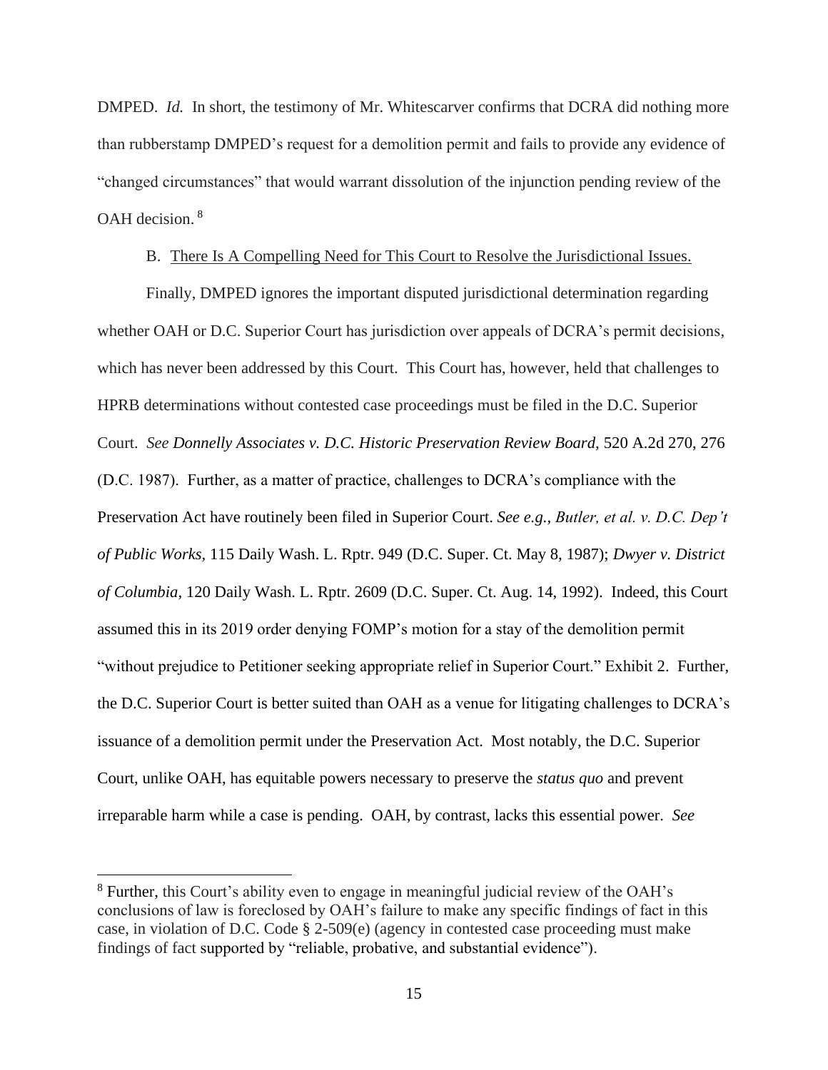DMPED. *Id.* In short, the testimony of Mr. Whitescarver confirms that DCRA did nothing more than rubberstamp DMPED's request for a demolition permit and fails to provide any evidence of "changed circumstances" that would warrant dissolution of the injunction pending review of the OAH decision.[8]

B. <u>There Is A Compelling Need for This Court to Resolve the Jurisdictional Issues.</u>

Finally, DMPED ignores the important disputed jurisdictional determination regarding whether OAH or D.C. Superior Court has jurisdiction over appeals of DCRA's permit decisions, which has never been addressed by this Court. This Court has, however, held that challenges to HPRB determinations without contested case proceedings must be filed in the D.C. Superior Court. *See Donnelly Associates v. D.C. Historic Preservation Review Board,* 520 A.2d 270, 276 (D.C. 1987). Further, as a matter of practice, challenges to DCRA's compliance with the Preservation Act have routinely been filed in Superior Court. *See e.g., Butler, et al. v. D.C. Dep't of Public Works,* 115 Daily Wash. L. Rptr. 949 (D.C. Super. Ct. May 8, 1987); *Dwyer v. District of Columbia,* 120 Daily Wash. L. Rptr. 2609 (D.C. Super. Ct. Aug. 14, 1992). Indeed, this Court assumed this in its 2019 order denying FOMP's motion for a stay of the demolition permit "without prejudice to Petitioner seeking appropriate relief in Superior Court." Exhibit 2. Further, the D.C. Superior Court is better suited than OAH as a venue for litigating challenges to DCRA's issuance of a demolition permit under the Preservation Act. Most notably, the D.C. Superior Court, unlike OAH, has equitable powers necessary to preserve the *status quo* and prevent irreparable harm while a case is pending. OAH, by contrast, lacks this essential power. *See*

[8] Further, this Court's ability even to engage in meaningful judicial review of the OAH's conclusions of law is foreclosed by OAH's failure to make any specific findings of fact in this case, in violation of D.C. Code § 2-509(e) (agency in contested case proceeding must make findings of fact supported by "reliable, probative, and substantial evidence").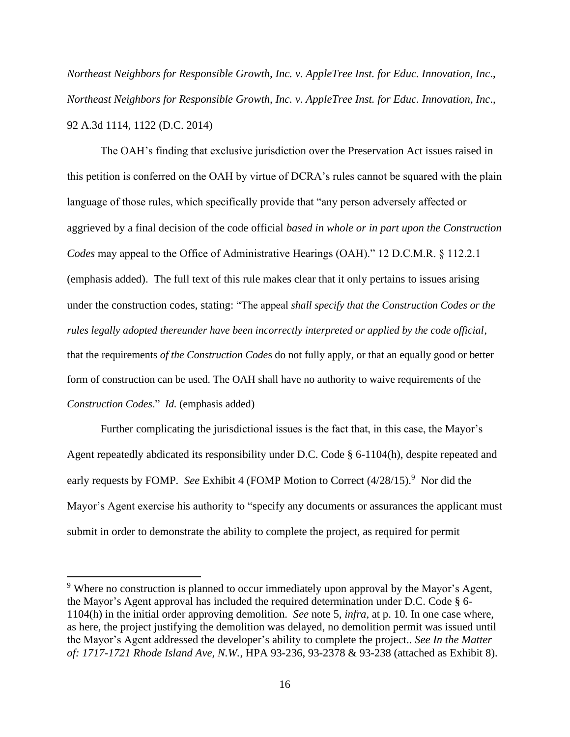*Northeast Neighbors for Responsible Growth, Inc. v. AppleTree Inst. for Educ. Innovation, Inc*., *Northeast Neighbors for Responsible Growth, Inc. v. AppleTree Inst. for Educ. Innovation, Inc*., 92 A.3d 1114, 1122 (D.C. 2014)

The OAH's finding that exclusive jurisdiction over the Preservation Act issues raised in this petition is conferred on the OAH by virtue of DCRA's rules cannot be squared with the plain language of those rules, which specifically provide that "any person adversely affected or aggrieved by a final decision of the code official *based in whole or in part upon the Construction Codes* may appeal to the Office of Administrative Hearings (OAH)." 12 D.C.M.R. § 112.2.1 (emphasis added). The full text of this rule makes clear that it only pertains to issues arising under the construction codes, stating: "The appeal *shall specify that the Construction Codes or the rules legally adopted thereunder have been incorrectly interpreted or applied by the code official*, that the requirements *of the Construction Code*s do not fully apply, or that an equally good or better form of construction can be used. The OAH shall have no authority to waive requirements of the *Construction Codes*." *Id.* (emphasis added)

Further complicating the jurisdictional issues is the fact that, in this case, the Mayor's Agent repeatedly abdicated its responsibility under D.C. Code § 6-1104(h), despite repeated and early requests by FOMP. *See* Exhibit 4 (FOMP Motion to Correct (4/28/15).[9] Nor did the Mayor's Agent exercise his authority to "specify any documents or assurances the applicant must submit in order to demonstrate the ability to complete the project, as required for permit

[9] Where no construction is planned to occur immediately upon approval by the Mayor's Agent, the Mayor's Agent approval has included the required determination under D.C. Code § 6-1104(h) in the initial order approving demolition. *See* note 5, *infra*, at p. 10*.* In one case where, as here, the project justifying the demolition was delayed, no demolition permit was issued until the Mayor's Agent addressed the developer's ability to complete the project.. *See In the Matter of: 1717-1721 Rhode Island Ave, N.W.*, HPA 93-236, 93-2378 & 93-238 (attached as Exhibit 8).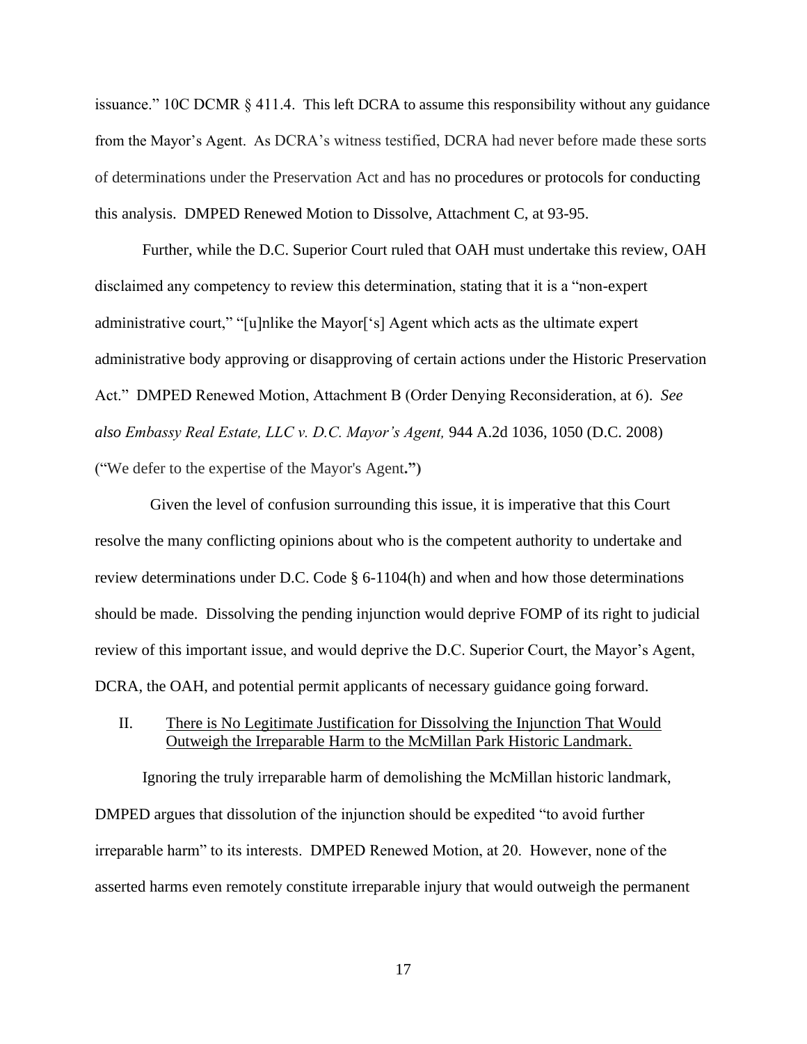issuance." 10C DCMR § 411.4. This left DCRA to assume this responsibility without any guidance from the Mayor's Agent. As DCRA's witness testified, DCRA had never before made these sorts of determinations under the Preservation Act and has no procedures or protocols for conducting this analysis. DMPED Renewed Motion to Dissolve, Attachment C, at 93-95.

Further, while the D.C. Superior Court ruled that OAH must undertake this review, OAH disclaimed any competency to review this determination, stating that it is a "non-expert administrative court," "[u]nlike the Mayor['s] Agent which acts as the ultimate expert administrative body approving or disapproving of certain actions under the Historic Preservation Act." DMPED Renewed Motion, Attachment B (Order Denying Reconsideration, at 6). *See also Embassy Real Estate, LLC v. D.C. Mayor's Agent,* 944 A.2d 1036, 1050 (D.C. 2008) ("We defer to the expertise of the Mayor's Agent**.")**

Given the level of confusion surrounding this issue, it is imperative that this Court resolve the many conflicting opinions about who is the competent authority to undertake and review determinations under D.C. Code § 6-1104(h) and when and how those determinations should be made. Dissolving the pending injunction would deprive FOMP of its right to judicial review of this important issue, and would deprive the D.C. Superior Court, the Mayor's Agent, DCRA, the OAH, and potential permit applicants of necessary guidance going forward.

## II. There is No Legitimate Justification for Dissolving the Injunction That Would Outweigh the Irreparable Harm to the McMillan Park Historic Landmark.

Ignoring the truly irreparable harm of demolishing the McMillan historic landmark, DMPED argues that dissolution of the injunction should be expedited "to avoid further irreparable harm" to its interests. DMPED Renewed Motion, at 20. However, none of the asserted harms even remotely constitute irreparable injury that would outweigh the permanent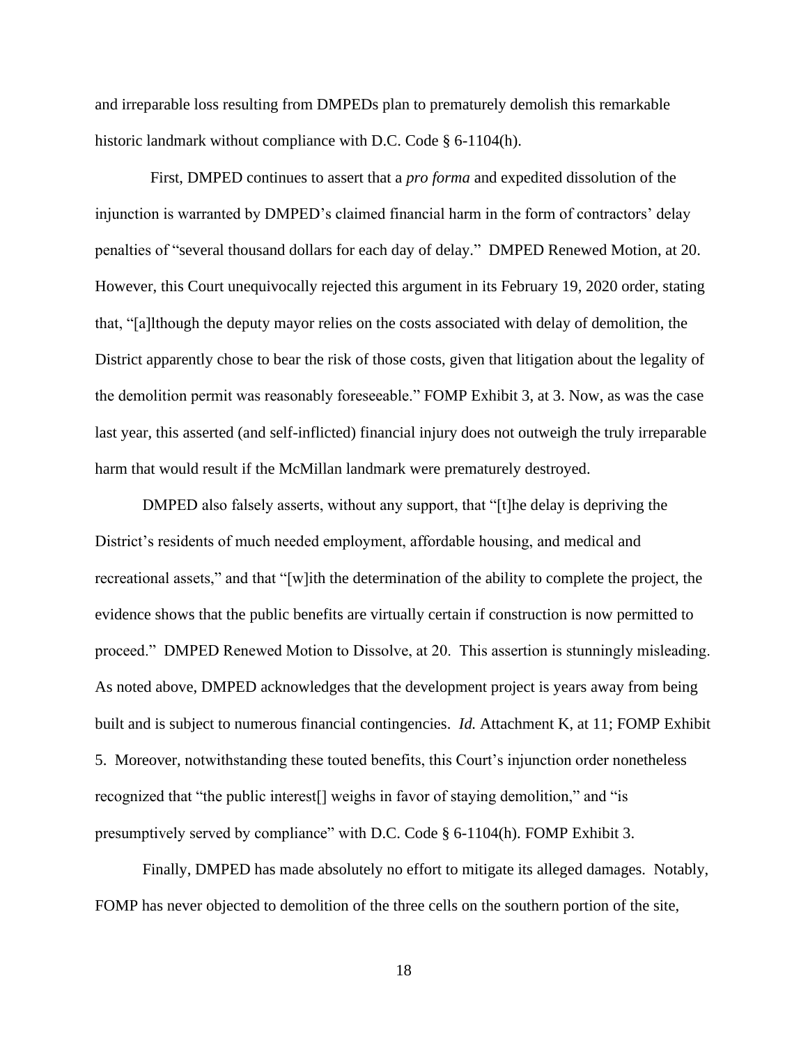and irreparable loss resulting from DMPEDs plan to prematurely demolish this remarkable historic landmark without compliance with D.C. Code § 6-1104(h).

First, DMPED continues to assert that a *pro forma* and expedited dissolution of the injunction is warranted by DMPED's claimed financial harm in the form of contractors' delay penalties of "several thousand dollars for each day of delay." DMPED Renewed Motion, at 20. However, this Court unequivocally rejected this argument in its February 19, 2020 order, stating that, "[a]lthough the deputy mayor relies on the costs associated with delay of demolition, the District apparently chose to bear the risk of those costs, given that litigation about the legality of the demolition permit was reasonably foreseeable." FOMP Exhibit 3, at 3. Now, as was the case last year, this asserted (and self-inflicted) financial injury does not outweigh the truly irreparable harm that would result if the McMillan landmark were prematurely destroyed.

DMPED also falsely asserts, without any support, that "[t]he delay is depriving the District's residents of much needed employment, affordable housing, and medical and recreational assets," and that "[w]ith the determination of the ability to complete the project, the evidence shows that the public benefits are virtually certain if construction is now permitted to proceed." DMPED Renewed Motion to Dissolve, at 20. This assertion is stunningly misleading. As noted above, DMPED acknowledges that the development project is years away from being built and is subject to numerous financial contingencies. *Id.* Attachment K, at 11; FOMP Exhibit 5. Moreover, notwithstanding these touted benefits, this Court's injunction order nonetheless recognized that "the public interest[] weighs in favor of staying demolition," and "is presumptively served by compliance" with D.C. Code § 6-1104(h). FOMP Exhibit 3.

Finally, DMPED has made absolutely no effort to mitigate its alleged damages. Notably, FOMP has never objected to demolition of the three cells on the southern portion of the site,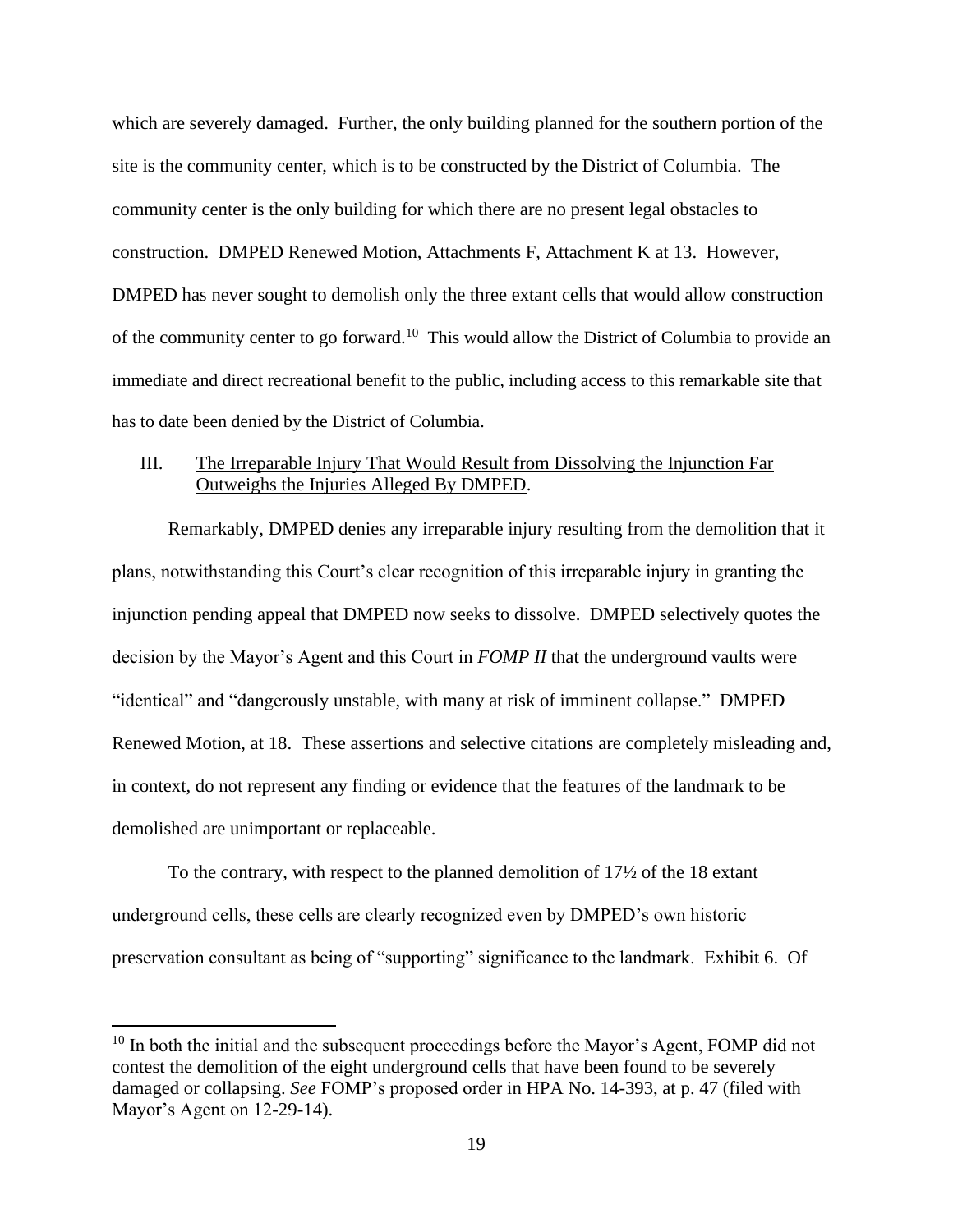which are severely damaged. Further, the only building planned for the southern portion of the site is the community center, which is to be constructed by the District of Columbia. The community center is the only building for which there are no present legal obstacles to construction. DMPED Renewed Motion, Attachments F, Attachment K at 13. However, DMPED has never sought to demolish only the three extant cells that would allow construction of the community center to go forward.[10] This would allow the District of Columbia to provide an immediate and direct recreational benefit to the public, including access to this remarkable site that has to date been denied by the District of Columbia.

III. <u>The Irreparable Injury That Would Result from Dissolving the Injunction Far Outweighs the Injuries Alleged By DMPED</u>.

Remarkably, DMPED denies any irreparable injury resulting from the demolition that it plans, notwithstanding this Court's clear recognition of this irreparable injury in granting the injunction pending appeal that DMPED now seeks to dissolve. DMPED selectively quotes the decision by the Mayor's Agent and this Court in *FOMP II* that the underground vaults were "identical" and "dangerously unstable, with many at risk of imminent collapse." DMPED Renewed Motion, at 18. These assertions and selective citations are completely misleading and, in context, do not represent any finding or evidence that the features of the landmark to be demolished are unimportant or replaceable.

To the contrary, with respect to the planned demolition of 17½ of the 18 extant underground cells, these cells are clearly recognized even by DMPED's own historic preservation consultant as being of "supporting" significance to the landmark. Exhibit 6. Of

[10] In both the initial and the subsequent proceedings before the Mayor's Agent, FOMP did not contest the demolition of the eight underground cells that have been found to be severely damaged or collapsing. *See* FOMP's proposed order in HPA No. 14-393, at p. 47 (filed with Mayor's Agent on 12-29-14).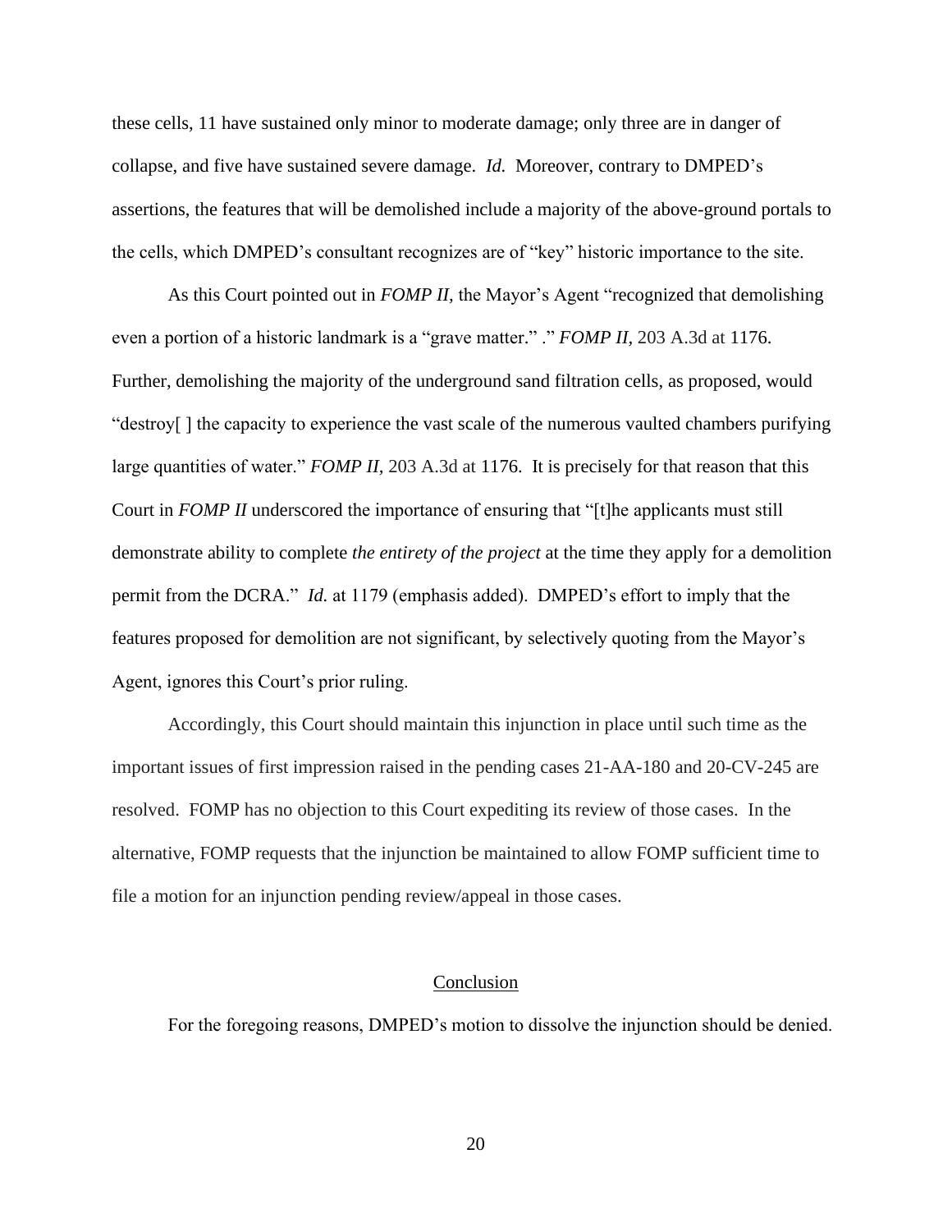these cells, 11 have sustained only minor to moderate damage; only three are in danger of collapse, and five have sustained severe damage. *Id.* Moreover, contrary to DMPED's assertions, the features that will be demolished include a majority of the above-ground portals to the cells, which DMPED's consultant recognizes are of "key" historic importance to the site.

As this Court pointed out in *FOMP II,* the Mayor's Agent "recognized that demolishing even a portion of a historic landmark is a "grave matter." ." *FOMP II*, 203 A.3d at 1176. Further, demolishing the majority of the underground sand filtration cells, as proposed, would "destroy[ ] the capacity to experience the vast scale of the numerous vaulted chambers purifying large quantities of water." *FOMP II,* 203 A.3d at 1176. It is precisely for that reason that this Court in *FOMP II* underscored the importance of ensuring that "[t]he applicants must still demonstrate ability to complete *the entirety of the project* at the time they apply for a demolition permit from the DCRA." *Id.* at 1179 (emphasis added). DMPED's effort to imply that the features proposed for demolition are not significant, by selectively quoting from the Mayor's Agent, ignores this Court's prior ruling.

Accordingly, this Court should maintain this injunction in place until such time as the important issues of first impression raised in the pending cases 21-AA-180 and 20-CV-245 are resolved. FOMP has no objection to this Court expediting its review of those cases. In the alternative, FOMP requests that the injunction be maintained to allow FOMP sufficient time to file a motion for an injunction pending review/appeal in those cases.

## Conclusion

For the foregoing reasons, DMPED's motion to dissolve the injunction should be denied.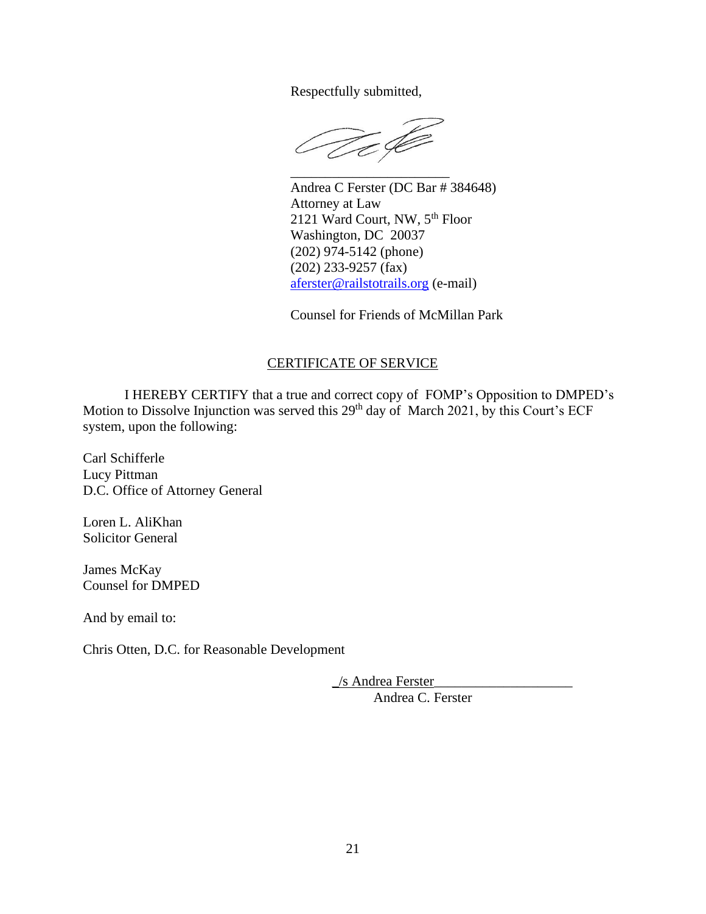Respectfully submitted,

\_\_\_\_\_\_\_\_\_\_\_\_\_\_\_\_\_\_\_\_\_\_\_\_

Andrea C Ferster (DC Bar # 384648)
Attorney at Law
2121 Ward Court, NW, 5th Floor
Washington, DC 20037
(202) 974-5142 (phone)
(202) 233-9257 (fax)
aferster@railstotrails.org (e-mail)

Counsel for Friends of McMillan Park

## CERTIFICATE OF SERVICE

I HEREBY CERTIFY that a true and correct copy of FOMP's Opposition to DMPED's Motion to Dissolve Injunction was served this 29th day of March 2021, by this Court's ECF system, upon the following:

Carl Schifferle
Lucy Pittman
D.C. Office of Attorney General

Loren L. AliKhan
Solicitor General

James McKay
Counsel for DMPED

And by email to:

Chris Otten, D.C. for Reasonable Development

_/s Andrea Ferster_\_\_\_\_\_\_\_\_\_\_\_\_\_\_\_\_\_\_\_
Andrea C. Ferster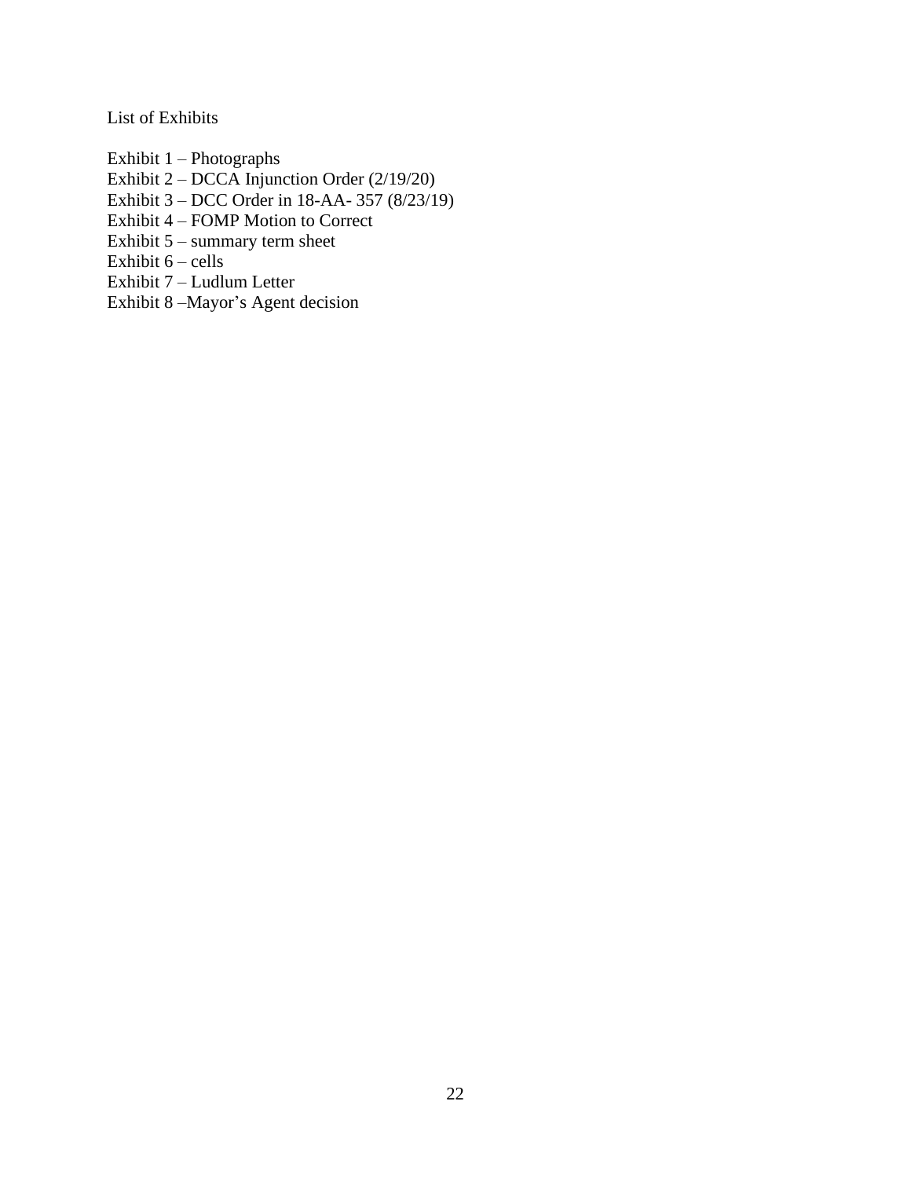List of Exhibits

Exhibit 1 – Photographs
Exhibit 2 – DCCA Injunction Order (2/19/20)
Exhibit 3 – DCC Order in 18-AA- 357 (8/23/19)
Exhibit 4 – FOMP Motion to Correct
Exhibit 5 – summary term sheet
Exhibit 6 – cells
Exhibit 7 – Ludlum Letter
Exhibit 8 –Mayor's Agent decision